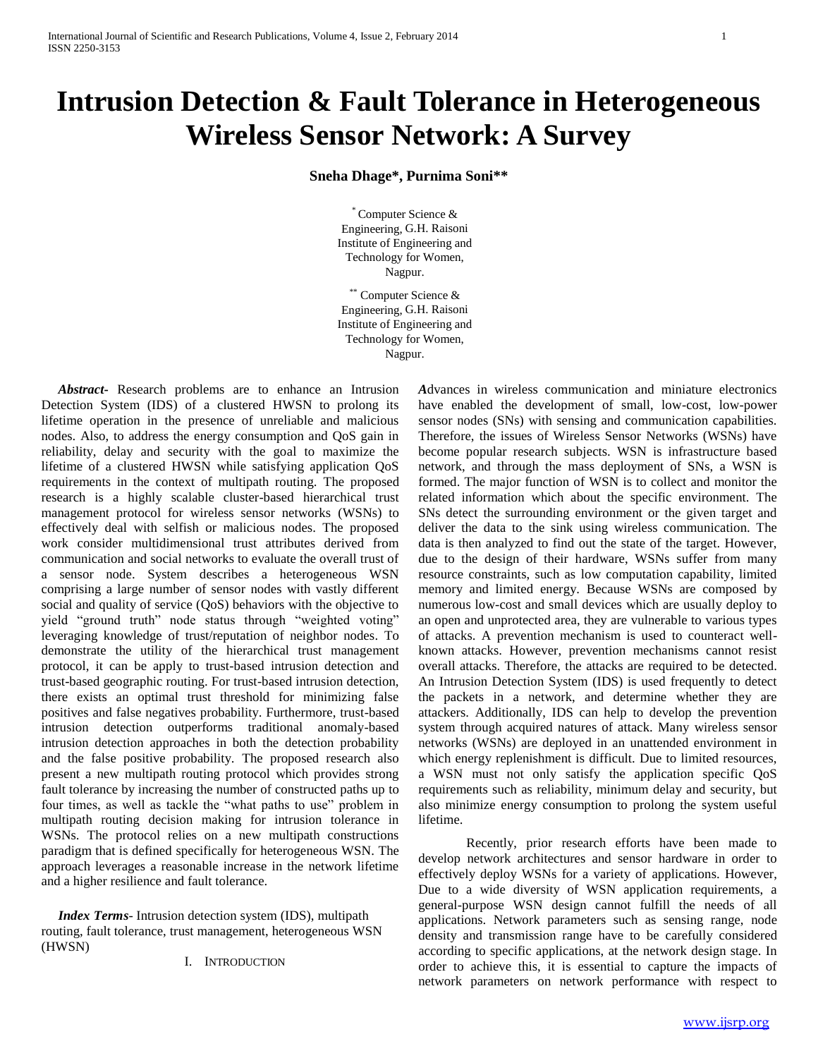# Intrusion Detection & Fault Tolerance in Heterogeneous Wireless Sensor Network: A Survey

**Sneha Dhage\*, Purnima Soni\*\***

\* Computer Science & Engineering, G.H. Raisoni Institute of Engineering and Technology for Women, Nagpur.

\*\* Computer Science & Engineering, G.H. Raisoni Institute of Engineering and Technology for Women, Nagpur.

***Abstract***- Research problems are to enhance an Intrusion Detection System (IDS) of a clustered HWSN to prolong its lifetime operation in the presence of unreliable and malicious nodes. Also, to address the energy consumption and QoS gain in reliability, delay and security with the goal to maximize the lifetime of a clustered HWSN while satisfying application QoS requirements in the context of multipath routing. The proposed research is a highly scalable cluster-based hierarchical trust management protocol for wireless sensor networks (WSNs) to effectively deal with selfish or malicious nodes. The proposed work consider multidimensional trust attributes derived from communication and social networks to evaluate the overall trust of a sensor node. System describes a heterogeneous WSN comprising a large number of sensor nodes with vastly different social and quality of service (QoS) behaviors with the objective to yield "ground truth" node status through "weighted voting" leveraging knowledge of trust/reputation of neighbor nodes. To demonstrate the utility of the hierarchical trust management protocol, it can be apply to trust-based intrusion detection and trust-based geographic routing. For trust-based intrusion detection, there exists an optimal trust threshold for minimizing false positives and false negatives probability. Furthermore, trust-based intrusion detection outperforms traditional anomaly-based intrusion detection approaches in both the detection probability and the false positive probability. The proposed research also present a new multipath routing protocol which provides strong fault tolerance by increasing the number of constructed paths up to four times, as well as tackle the "what paths to use" problem in multipath routing decision making for intrusion tolerance in WSNs. The protocol relies on a new multipath constructions paradigm that is defined specifically for heterogeneous WSN. The approach leverages a reasonable increase in the network lifetime and a higher resilience and fault tolerance.

***Index Terms***- Intrusion detection system (IDS), multipath routing, fault tolerance, trust management, heterogeneous WSN (HWSN)

## I. Introduction

Advances in wireless communication and miniature electronics have enabled the development of small, low-cost, low-power sensor nodes (SNs) with sensing and communication capabilities. Therefore, the issues of Wireless Sensor Networks (WSNs) have become popular research subjects. WSN is infrastructure based network, and through the mass deployment of SNs, a WSN is formed. The major function of WSN is to collect and monitor the related information which about the specific environment. The SNs detect the surrounding environment or the given target and deliver the data to the sink using wireless communication. The data is then analyzed to find out the state of the target. However, due to the design of their hardware, WSNs suffer from many resource constraints, such as low computation capability, limited memory and limited energy. Because WSNs are composed by numerous low-cost and small devices which are usually deploy to an open and unprotected area, they are vulnerable to various types of attacks. A prevention mechanism is used to counteract well-known attacks. However, prevention mechanisms cannot resist overall attacks. Therefore, the attacks are required to be detected. An Intrusion Detection System (IDS) is used frequently to detect the packets in a network, and determine whether they are attackers. Additionally, IDS can help to develop the prevention system through acquired natures of attack. Many wireless sensor networks (WSNs) are deployed in an unattended environment in which energy replenishment is difficult. Due to limited resources, a WSN must not only satisfy the application specific QoS requirements such as reliability, minimum delay and security, but also minimize energy consumption to prolong the system useful lifetime.

Recently, prior research efforts have been made to develop network architectures and sensor hardware in order to effectively deploy WSNs for a variety of applications. However, Due to a wide diversity of WSN application requirements, a general-purpose WSN design cannot fulfill the needs of all applications. Network parameters such as sensing range, node density and transmission range have to be carefully considered according to specific applications, at the network design stage. In order to achieve this, it is essential to capture the impacts of network parameters on network performance with respect to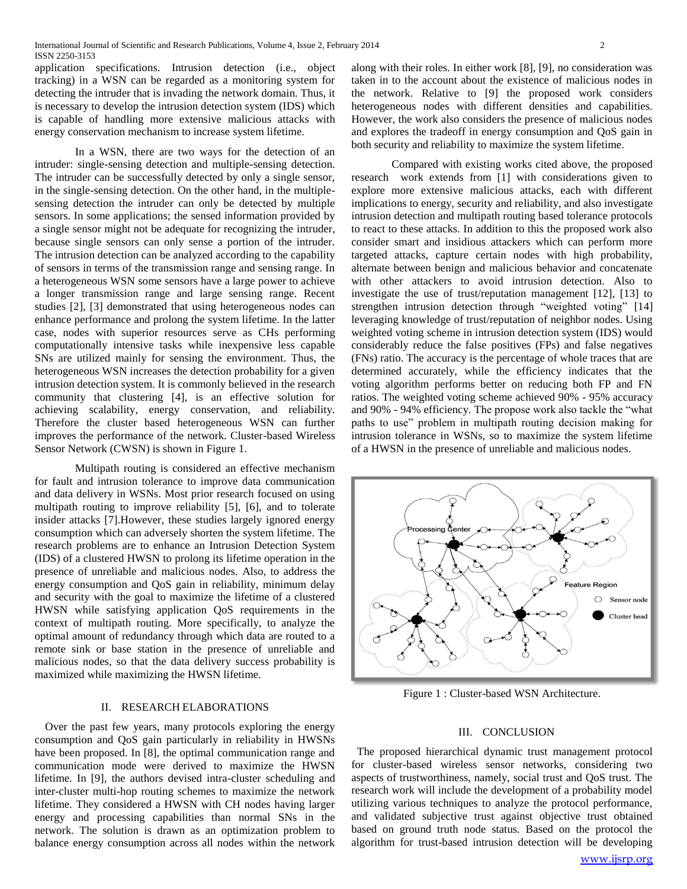application specifications. Intrusion detection (i.e., object tracking) in a WSN can be regarded as a monitoring system for detecting the intruder that is invading the network domain. Thus, it is necessary to develop the intrusion detection system (IDS) which is capable of handling more extensive malicious attacks with energy conservation mechanism to increase system lifetime.

In a WSN, there are two ways for the detection of an intruder: single-sensing detection and multiple-sensing detection. The intruder can be successfully detected by only a single sensor, in the single-sensing detection. On the other hand, in the multiple-sensing detection the intruder can only be detected by multiple sensors. In some applications; the sensed information provided by a single sensor might not be adequate for recognizing the intruder, because single sensors can only sense a portion of the intruder. The intrusion detection can be analyzed according to the capability of sensors in terms of the transmission range and sensing range. In a heterogeneous WSN some sensors have a large power to achieve a longer transmission range and large sensing range. Recent studies [2], [3] demonstrated that using heterogeneous nodes can enhance performance and prolong the system lifetime. In the latter case, nodes with superior resources serve as CHs performing computationally intensive tasks while inexpensive less capable SNs are utilized mainly for sensing the environment. Thus, the heterogeneous WSN increases the detection probability for a given intrusion detection system. It is commonly believed in the research community that clustering [4], is an effective solution for achieving scalability, energy conservation, and reliability. Therefore the cluster based heterogeneous WSN can further improves the performance of the network. Cluster-based Wireless Sensor Network (CWSN) is shown in Figure 1.

Multipath routing is considered an effective mechanism for fault and intrusion tolerance to improve data communication and data delivery in WSNs. Most prior research focused on using multipath routing to improve reliability [5], [6], and to tolerate insider attacks [7].However, these studies largely ignored energy consumption which can adversely shorten the system lifetime. The research problems are to enhance an Intrusion Detection System (IDS) of a clustered HWSN to prolong its lifetime operation in the presence of unreliable and malicious nodes. Also, to address the energy consumption and QoS gain in reliability, minimum delay and security with the goal to maximize the lifetime of a clustered HWSN while satisfying application QoS requirements in the context of multipath routing. More specifically, to analyze the optimal amount of redundancy through which data are routed to a remote sink or base station in the presence of unreliable and malicious nodes, so that the data delivery success probability is maximized while maximizing the HWSN lifetime.

## II. RESEARCH ELABORATIONS

Over the past few years, many protocols exploring the energy consumption and QoS gain particularly in reliability in HWSNs have been proposed. In [8], the optimal communication range and communication mode were derived to maximize the HWSN lifetime. In [9], the authors devised intra-cluster scheduling and inter-cluster multi-hop routing schemes to maximize the network lifetime. They considered a HWSN with CH nodes having larger energy and processing capabilities than normal SNs in the network. The solution is drawn as an optimization problem to balance energy consumption across all nodes within the network along with their roles. In either work [8], [9], no consideration was taken in to the account about the existence of malicious nodes in the network. Relative to [9] the proposed work considers heterogeneous nodes with different densities and capabilities. However, the work also considers the presence of malicious nodes and explores the tradeoff in energy consumption and QoS gain in both security and reliability to maximize the system lifetime.

Compared with existing works cited above, the proposed research work extends from [1] with considerations given to explore more extensive malicious attacks, each with different implications to energy, security and reliability, and also investigate intrusion detection and multipath routing based tolerance protocols to react to these attacks. In addition to this the proposed work also consider smart and insidious attackers which can perform more targeted attacks, capture certain nodes with high probability, alternate between benign and malicious behavior and concatenate with other attackers to avoid intrusion detection. Also to investigate the use of trust/reputation management [12], [13] to strengthen intrusion detection through "weighted voting" [14] leveraging knowledge of trust/reputation of neighbor nodes. Using weighted voting scheme in intrusion detection system (IDS) would considerably reduce the false positives (FPs) and false negatives (FNs) ratio. The accuracy is the percentage of whole traces that are determined accurately, while the efficiency indicates that the voting algorithm performs better on reducing both FP and FN ratios. The weighted voting scheme achieved 90% - 95% accuracy and 90% - 94% efficiency. The propose work also tackle the "what paths to use" problem in multipath routing decision making for intrusion tolerance in WSNs, so to maximize the system lifetime of a HWSN in the presence of unreliable and malicious nodes.

Figure 1 : Cluster-based WSN Architecture.

## III. CONCLUSION

The proposed hierarchical dynamic trust management protocol for cluster-based wireless sensor networks, considering two aspects of trustworthiness, namely, social trust and QoS trust. The research work will include the development of a probability model utilizing various techniques to analyze the protocol performance, and validated subjective trust against objective trust obtained based on ground truth node status. Based on the protocol the algorithm for trust-based intrusion detection will be developing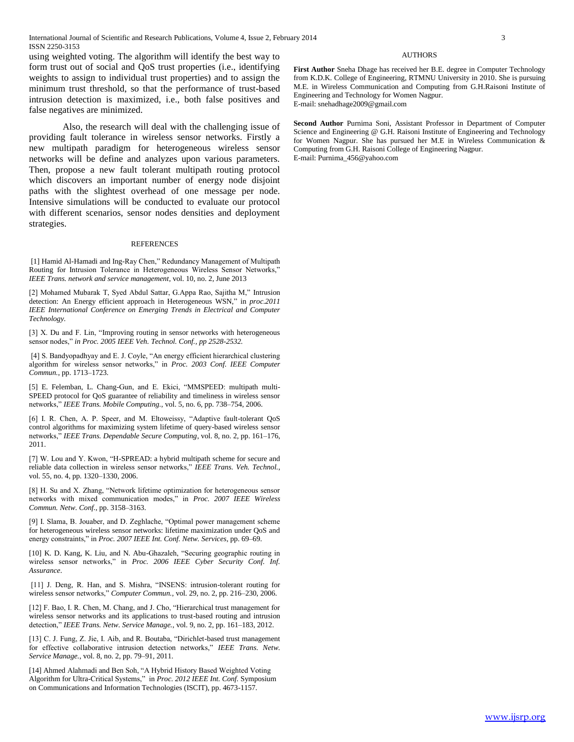using weighted voting. The algorithm will identify the best way to form trust out of social and QoS trust properties (i.e., identifying weights to assign to individual trust properties) and to assign the minimum trust threshold, so that the performance of trust-based intrusion detection is maximized, i.e., both false positives and false negatives are minimized.

Also, the research will deal with the challenging issue of providing fault tolerance in wireless sensor networks. Firstly a new multipath paradigm for heterogeneous wireless sensor networks will be define and analyzes upon various parameters. Then, propose a new fault tolerant multipath routing protocol which discovers an important number of energy node disjoint paths with the slightest overhead of one message per node. Intensive simulations will be conducted to evaluate our protocol with different scenarios, sensor nodes densities and deployment strategies.

## REFERENCES

[1] Hamid Al-Hamadi and Ing-Ray Chen," Redundancy Management of Multipath Routing for Intrusion Tolerance in Heterogeneous Wireless Sensor Networks," *IEEE Trans. network and service management*, vol. 10, no. 2, June 2013

[2] Mohamed Mubarak T, Syed Abdul Sattar, G.Appa Rao, Sajitha M," Intrusion detection: An Energy efficient approach in Heterogeneous WSN," in *proc.2011 IEEE International Conference on Emerging Trends in Electrical and Computer Technology.*

[3] X. Du and F. Lin, "Improving routing in sensor networks with heterogeneous sensor nodes," *in Proc. 2005 IEEE Veh. Technol. Conf., pp 2528-2532.*

[4] S. Bandyopadhyay and E. J. Coyle, "An energy efficient hierarchical clustering algorithm for wireless sensor networks," in *Proc. 2003 Conf. IEEE Computer Commun.*, pp. 1713–1723.

[5] E. Felemban, L. Chang-Gun, and E. Ekici, "MMSPEED: multipath multi-SPEED protocol for QoS guarantee of reliability and timeliness in wireless sensor networks," *IEEE Trans. Mobile Computing.*, vol. 5, no. 6, pp. 738–754, 2006.

[6] I. R. Chen, A. P. Speer, and M. Eltoweissy, "Adaptive fault-tolerant QoS control algorithms for maximizing system lifetime of query-based wireless sensor networks," *IEEE Trans. Dependable Secure Computing*, vol. 8, no. 2, pp. 161–176, 2011.

[7] W. Lou and Y. Kwon, "H-SPREAD: a hybrid multipath scheme for secure and reliable data collection in wireless sensor networks," *IEEE Trans. Veh. Technol.*, vol. 55, no. 4, pp. 1320–1330, 2006.

[8] H. Su and X. Zhang, "Network lifetime optimization for heterogeneous sensor networks with mixed communication modes," in *Proc. 2007 IEEE Wireless Commun. Netw. Conf.*, pp. 3158–3163.

[9] I. Slama, B. Jouaber, and D. Zeghlache, "Optimal power management scheme for heterogeneous wireless sensor networks: lifetime maximization under QoS and energy constraints," in *Proc. 2007 IEEE Int. Conf. Netw. Services*, pp. 69–69.

[10] K. D. Kang, K. Liu, and N. Abu-Ghazaleh, "Securing geographic routing in wireless sensor networks," in *Proc. 2006 IEEE Cyber Security Conf. Inf. Assurance*.

[11] J. Deng, R. Han, and S. Mishra, "INSENS: intrusion-tolerant routing for wireless sensor networks," *Computer Commun.*, vol. 29, no. 2, pp. 216–230, 2006.

[12] F. Bao, I. R. Chen, M. Chang, and J. Cho, "Hierarchical trust management for wireless sensor networks and its applications to trust-based routing and intrusion detection," *IEEE Trans. Netw. Service Manage.*, vol. 9, no. 2, pp. 161–183, 2012.

[13] C. J. Fung, Z. Jie, I. Aib, and R. Boutaba, "Dirichlet-based trust management for effective collaborative intrusion detection networks," *IEEE Trans. Netw. Service Manage.*, vol. 8, no. 2, pp. 79–91, 2011.

[14] Ahmed Alahmadi and Ben Soh, "A Hybrid History Based Weighted Voting Algorithm for Ultra-Critical Systems," in *Proc. 2012 IEEE Int. Conf.* Symposium on Communications and Information Technologies (ISCIT), pp. 4673-1157.

## AUTHORS

**First Author** Sneha Dhage has received her B.E. degree in Computer Technology from K.D.K. College of Engineering, RTMNU University in 2010. She is pursuing M.E. in Wireless Communication and Computing from G.H.Raisoni Institute of Engineering and Technology for Women Nagpur.
E-mail: snehadhage2009@gmail.com

**Second Author** Purnima Soni, Assistant Professor in Department of Computer Science and Engineering @ G.H. Raisoni Institute of Engineering and Technology for Women Nagpur. She has pursued her M.E in Wireless Communication & Computing from G.H. Raisoni College of Engineering Nagpur.
E-mail: Purnima_456@yahoo.com